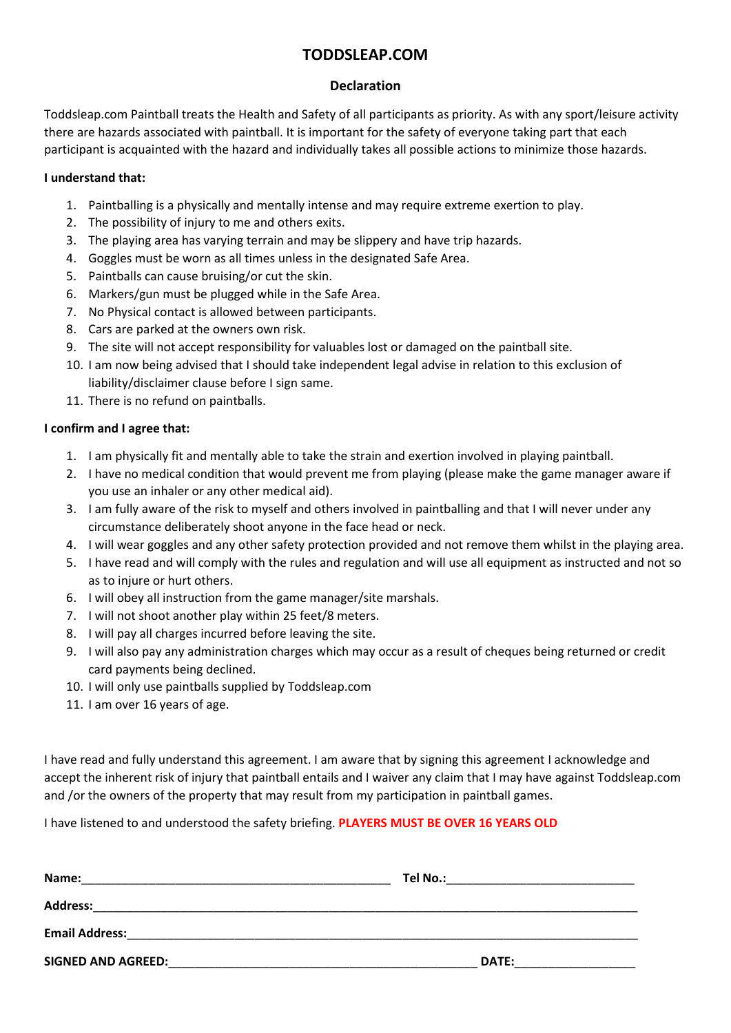# TODDSLEAP.COM

## Declaration

Toddsleap.com Paintball treats the Health and Safety of all participants as priority. As with any sport/leisure activity there are hazards associated with paintball. It is important for the safety of everyone taking part that each participant is acquainted with the hazard and individually takes all possible actions to minimize those hazards.

**I understand that:**

1. Paintballing is a physically and mentally intense and may require extreme exertion to play.
2. The possibility of injury to me and others exits.
3. The playing area has varying terrain and may be slippery and have trip hazards.
4. Goggles must be worn as all times unless in the designated Safe Area.
5. Paintballs can cause bruising/or cut the skin.
6. Markers/gun must be plugged while in the Safe Area.
7. No Physical contact is allowed between participants.
8. Cars are parked at the owners own risk.
9. The site will not accept responsibility for valuables lost or damaged on the paintball site.
10. I am now being advised that I should take independent legal advise in relation to this exclusion of liability/disclaimer clause before I sign same.
11. There is no refund on paintballs.

**I confirm and I agree that:**

1. I am physically fit and mentally able to take the strain and exertion involved in playing paintball.
2. I have no medical condition that would prevent me from playing (please make the game manager aware if you use an inhaler or any other medical aid).
3. I am fully aware of the risk to myself and others involved in paintballing and that I will never under any circumstance deliberately shoot anyone in the face head or neck.
4. I will wear goggles and any other safety protection provided and not remove them whilst in the playing area.
5. I have read and will comply with the rules and regulation and will use all equipment as instructed and not so as to injure or hurt others.
6. I will obey all instruction from the game manager/site marshals.
7. I will not shoot another play within 25 feet/8 meters.
8. I will pay all charges incurred before leaving the site.
9. I will also pay any administration charges which may occur as a result of cheques being returned or credit card payments being declined.
10. I will only use paintballs supplied by Toddsleap.com
11. I am over 16 years of age.

I have read and fully understand this agreement. I am aware that by signing this agreement I acknowledge and accept the inherent risk of injury that paintball entails and I waiver any claim that I may have against Toddsleap.com and /or the owners of the property that may result from my participation in paintball games.

I have listened to and understood the safety briefing. **PLAYERS MUST BE OVER 16 YEARS OLD**

**Name:**_______________________________________________ **Tel No.:**____________________________

**Address:**_____________________________________________________________________________________

**Email Address:**________________________________________________________________________________

**SIGNED AND AGREED:**_______________________________________________ **DATE:**__________________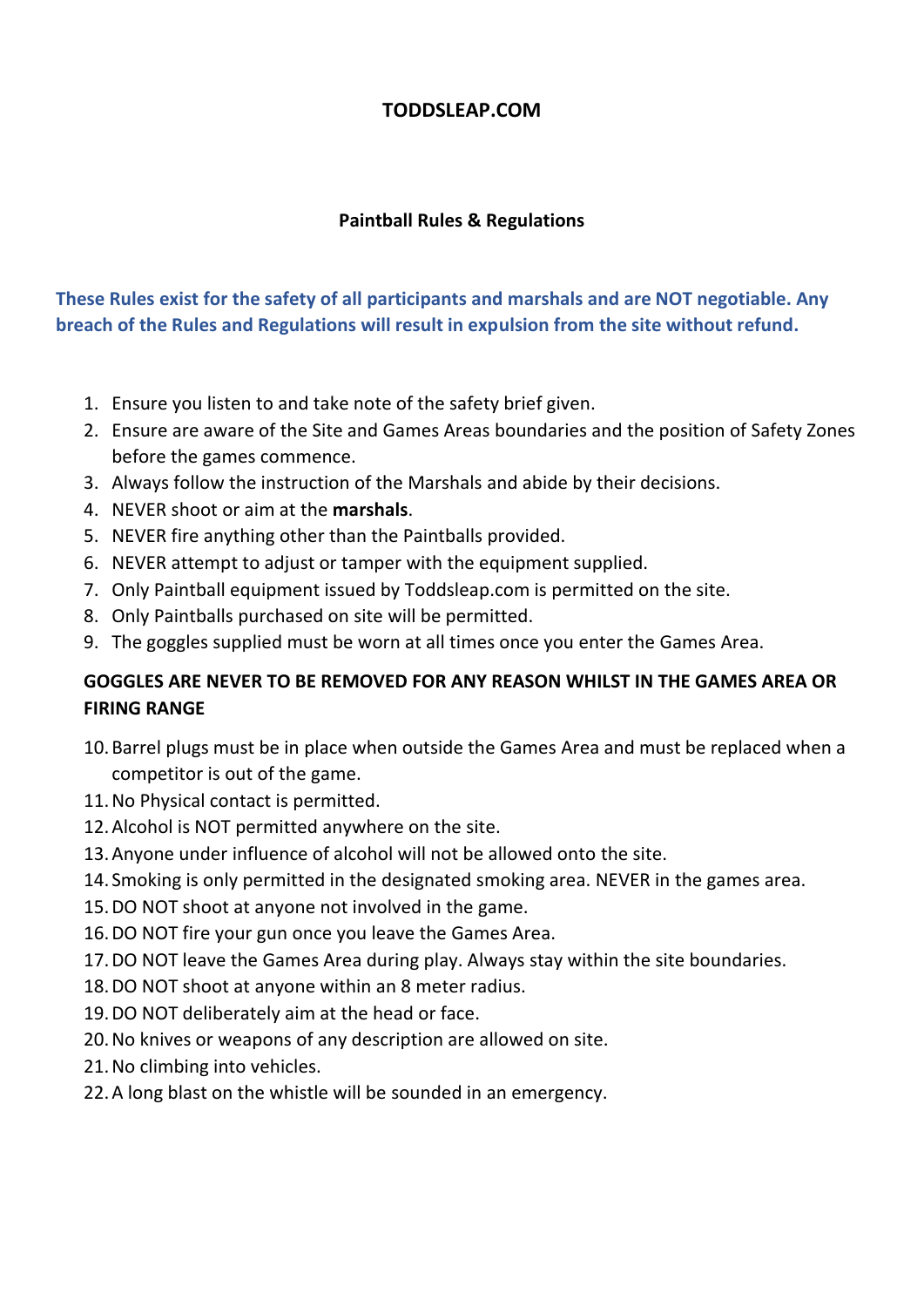**TODDSLEAP.COM**

**Paintball Rules & Regulations**

**These Rules exist for the safety of all participants and marshals and are NOT negotiable. Any breach of the Rules and Regulations will result in expulsion from the site without refund.**

1. Ensure you listen to and take note of the safety brief given.
2. Ensure are aware of the Site and Games Areas boundaries and the position of Safety Zones before the games commence.
3. Always follow the instruction of the Marshals and abide by their decisions.
4. NEVER shoot or aim at the **marshals**.
5. NEVER fire anything other than the Paintballs provided.
6. NEVER attempt to adjust or tamper with the equipment supplied.
7. Only Paintball equipment issued by Toddsleap.com is permitted on the site.
8. Only Paintballs purchased on site will be permitted.
9. The goggles supplied must be worn at all times once you enter the Games Area.

**GOGGLES ARE NEVER TO BE REMOVED FOR ANY REASON WHILST IN THE GAMES AREA OR FIRING RANGE**

10. Barrel plugs must be in place when outside the Games Area and must be replaced when a competitor is out of the game.
11. No Physical contact is permitted.
12. Alcohol is NOT permitted anywhere on the site.
13. Anyone under influence of alcohol will not be allowed onto the site.
14. Smoking is only permitted in the designated smoking area. NEVER in the games area.
15. DO NOT shoot at anyone not involved in the game.
16. DO NOT fire your gun once you leave the Games Area.
17. DO NOT leave the Games Area during play. Always stay within the site boundaries.
18. DO NOT shoot at anyone within an 8 meter radius.
19. DO NOT deliberately aim at the head or face.
20. No knives or weapons of any description are allowed on site.
21. No climbing into vehicles.
22. A long blast on the whistle will be sounded in an emergency.